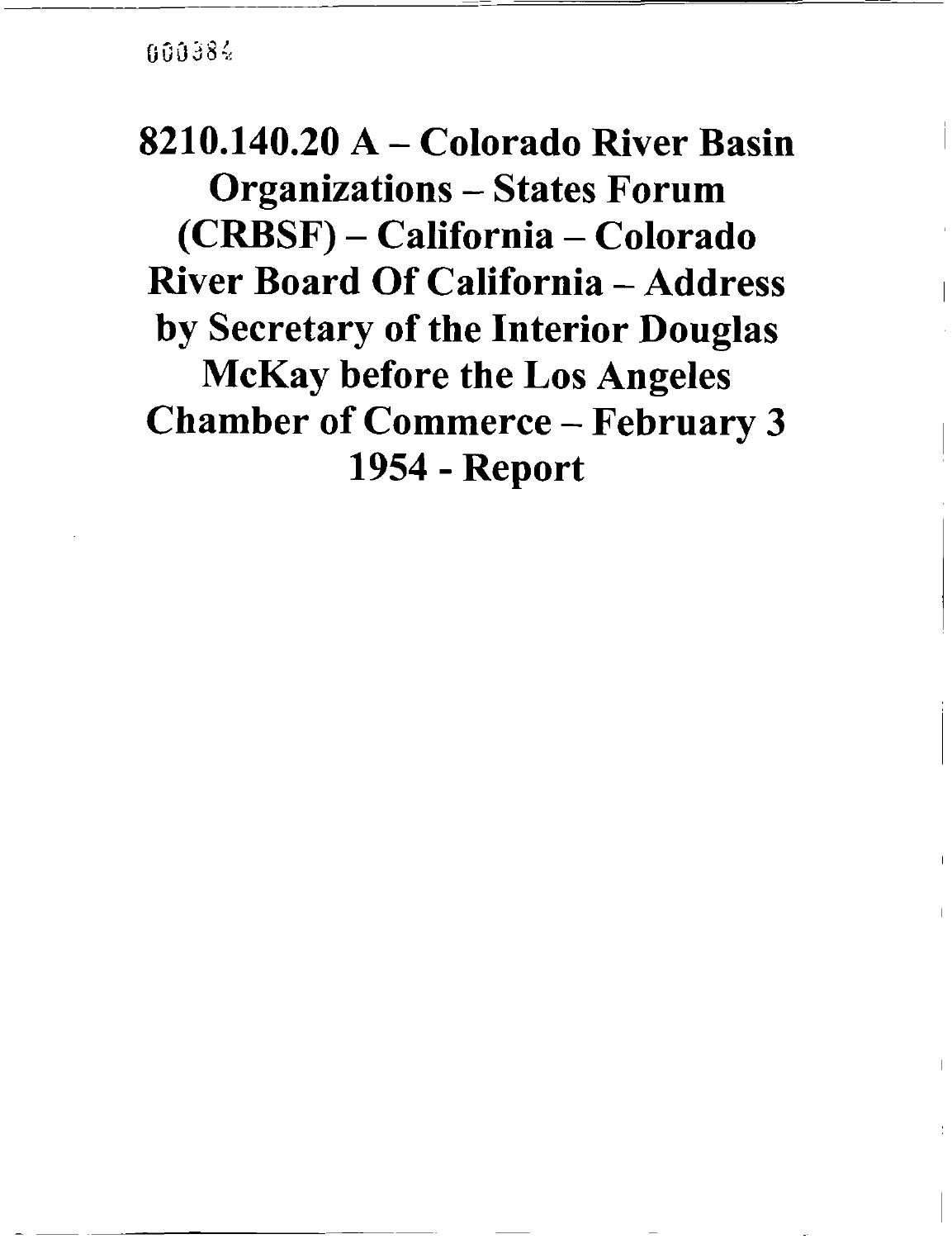000384

# 8210.140.20 A – Colorado River Basin Organizations – States Forum (CRBSF) – California – Colorado River Board Of California – Address by Secretary of the Interior Douglas McKay before the Los Angeles Chamber of Commerce – February 3 1954 - Report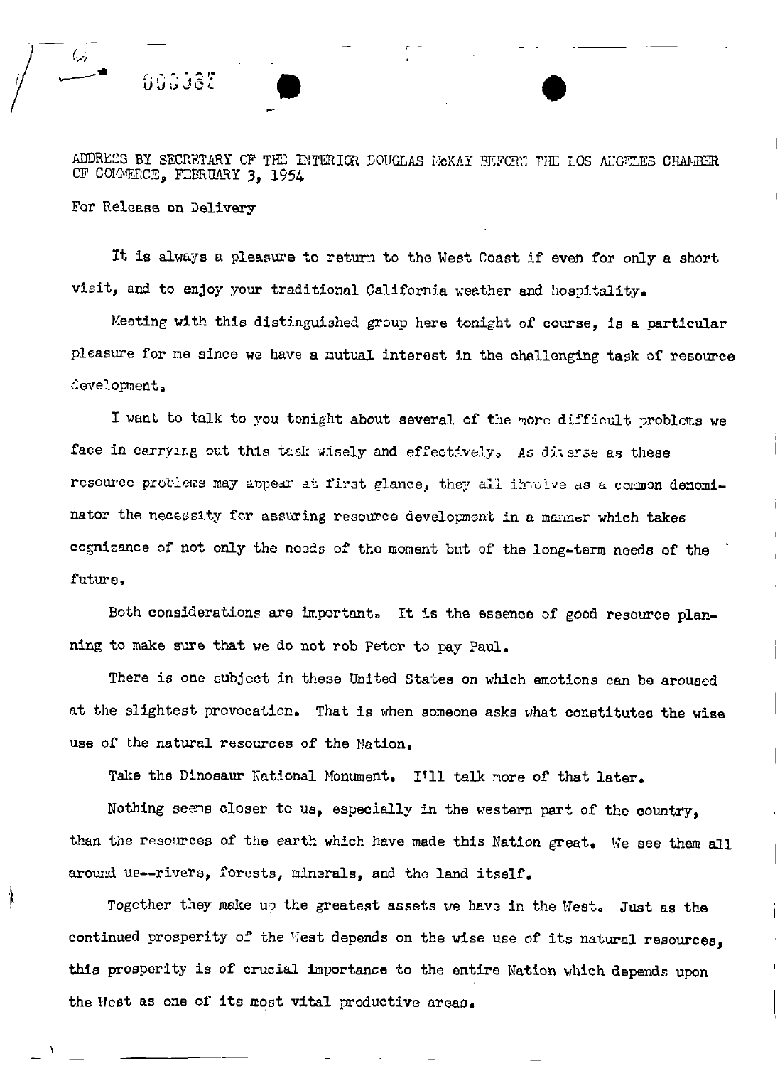ADDRESS BY SECRETARY OF THE INTERIOR DOUGLAS McKAY BEFORE THE LOS ANGELES CHAMBER OF COMMERCE, FEBRUARY 3, 1954

For Release on Delivery

It is always a pleasure to return to the West Coast if even for only a short visit, and to enjoy your traditional California weather and hospitality.

Meeting with this distinguished group here tonight of course, is a particular pleasure for me since we have a mutual interest in the challenging task of resource development.

I want to talk to you tonight about several of the more difficult problems we face in carrying out this task wisely and effectively. As diverse as these resource problems may appear at first glance, they all involve as a common denominator the necessity for assuring resource development in a manner which takes cognizance of not only the needs of the moment but of the long-term needs of the future.

Both considerations are important. It is the essence of good resource planning to make sure that we do not rob Peter to pay Paul.

There is one subject in these United States on which emotions can be aroused at the slightest provocation. That is when someone asks what constitutes the wise use of the natural resources of the Nation.

Take the Dinosaur National Monument. I'll talk more of that later.

Nothing seems closer to us, especially in the western part of the country, than the resources of the earth which have made this Nation great. We see them all around us--rivers, forests, minerals, and the land itself.

Together they make up the greatest assets we have in the West. Just as the continued prosperity of the West depends on the wise use of its natural resources, this prosperity is of crucial importance to the entire Nation which depends upon the West as one of its most vital productive areas.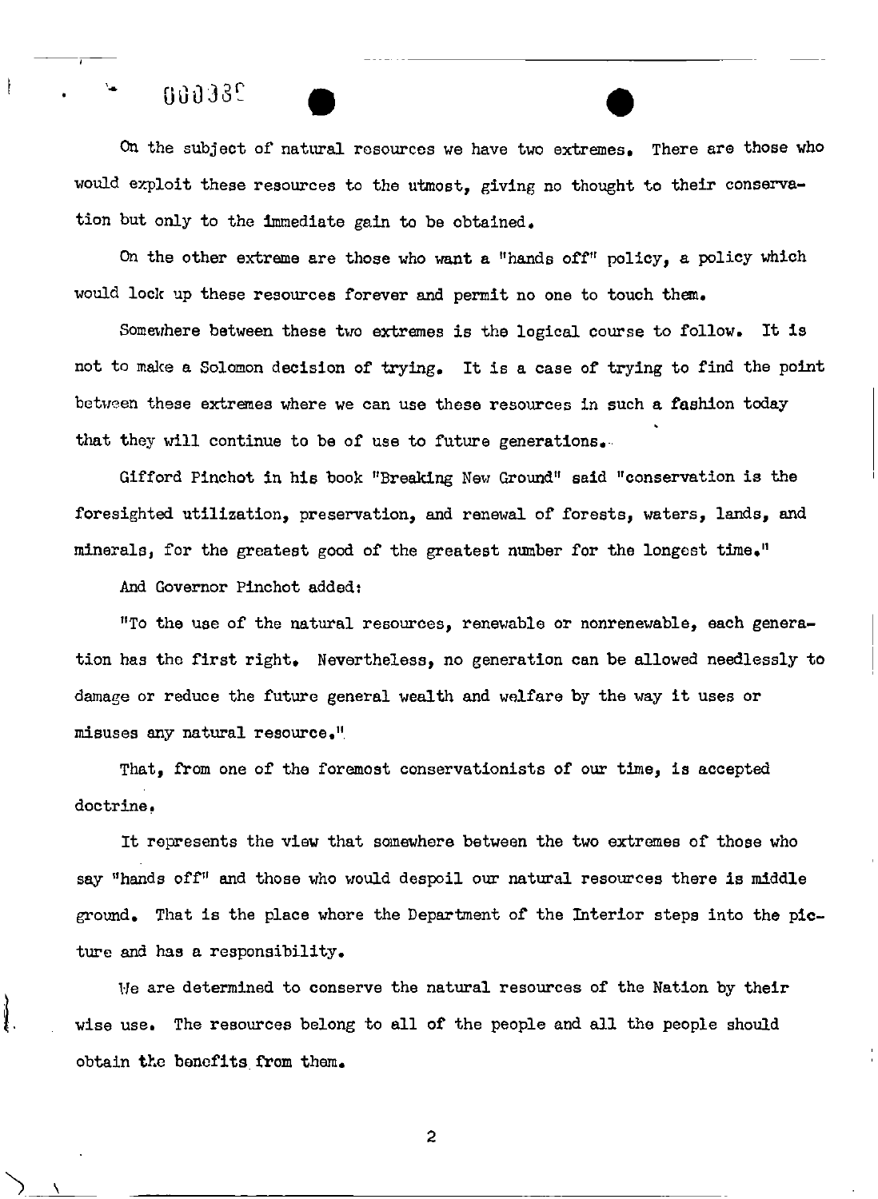On the subject of natural resources we have two extremes. There are those who would exploit these resources to the utmost, giving no thought to their conservation but only to the immediate gain to be obtained.

On the other extreme are those who want a "hands off" policy, a policy which would lock up these resources forever and permit no one to touch them.

Somewhere between these two extremes is the logical course to follow. It is not to make a Solomon decision of trying. It is a case of trying to find the point between these extremes where we can use these resources in such a fashion today that they will continue to be of use to future generations.

Gifford Pinchot in his book "Breaking New Ground" said "conservation is the foresighted utilization, preservation, and renewal of forests, waters, lands, and minerals, for the greatest good of the greatest number for the longest time."

And Governor Pinchot added:

"To the use of the natural resources, renewable or nonrenewable, each generation has the first right. Nevertheless, no generation can be allowed needlessly to damage or reduce the future general wealth and welfare by the way it uses or misuses any natural resource."

That, from one of the foremost conservationists of our time, is accepted doctrine.

It represents the view that somewhere between the two extremes of those who say "hands off" and those who would despoil our natural resources there is middle ground. That is the place where the Department of the Interior steps into the picture and has a responsibility.

We are determined to conserve the natural resources of the Nation by their wise use. The resources belong to all of the people and all the people should obtain the benefits from them.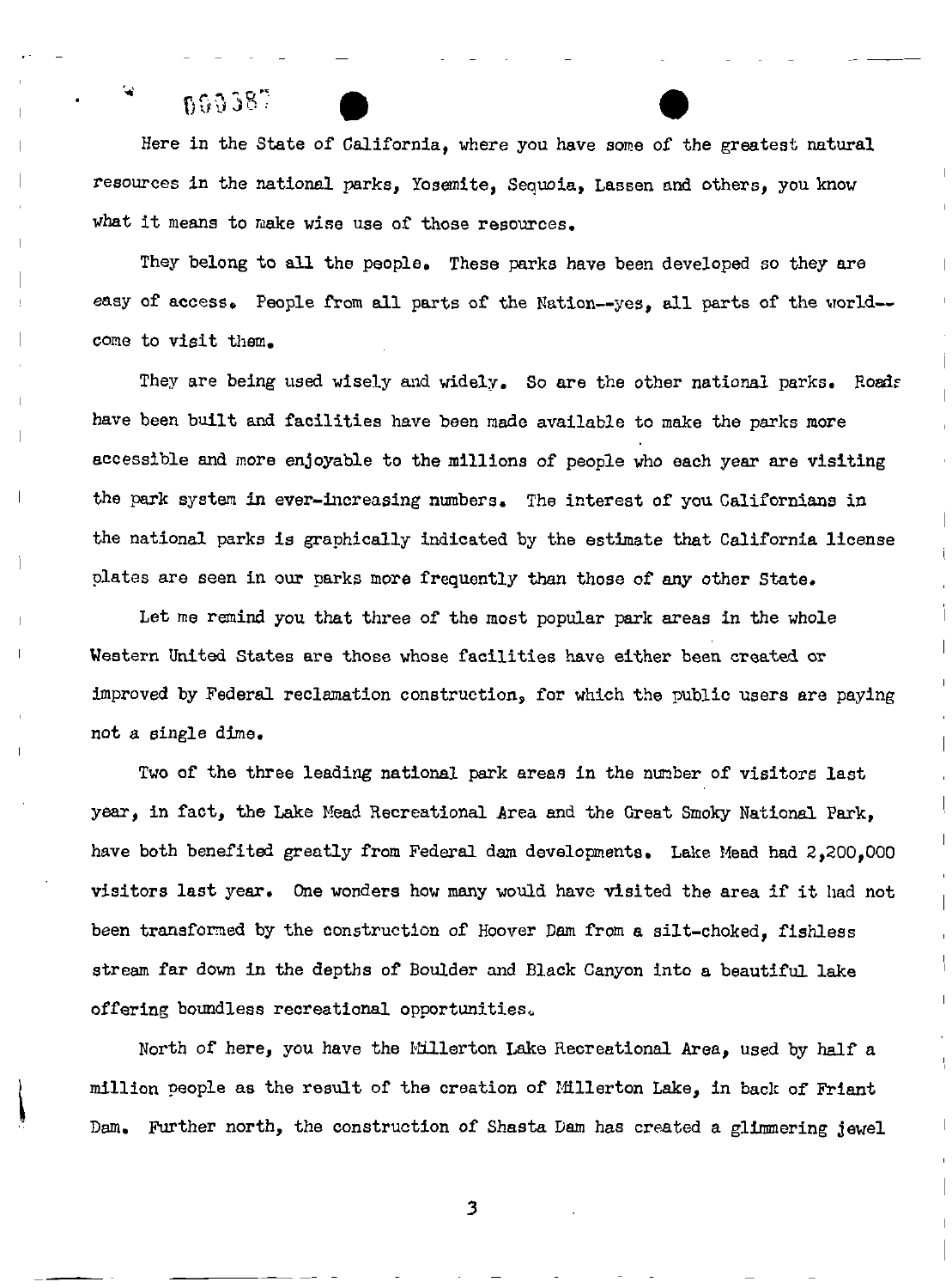Here in the State of California, where you have some of the greatest natural resources in the national parks, Yosemite, Sequoia, Lassen and others, you know what it means to make wise use of those resources.

They belong to all the people. These parks have been developed so they are easy of access. People from all parts of the Nation--yes, all parts of the world--come to visit them.

They are being used wisely and widely. So are the other national parks. Roads have been built and facilities have been made available to make the parks more accessible and more enjoyable to the millions of people who each year are visiting the park system in ever-increasing numbers. The interest of you Californians in the national parks is graphically indicated by the estimate that California license plates are seen in our parks more frequently than those of any other State.

Let me remind you that three of the most popular park areas in the whole Western United States are those whose facilities have either been created or improved by Federal reclamation construction, for which the public users are paying not a single dime.

Two of the three leading national park areas in the number of visitors last year, in fact, the Lake Mead Recreational Area and the Great Smoky National Park, have both benefited greatly from Federal dam developments. Lake Mead had 2,200,000 visitors last year. One wonders how many would have visited the area if it had not been transformed by the construction of Hoover Dam from a silt-choked, fishless stream far down in the depths of Boulder and Black Canyon into a beautiful lake offering boundless recreational opportunities.

North of here, you have the Millerton Lake Recreational Area, used by half a million people as the result of the creation of Millerton Lake, in back of Friant Dam. Further north, the construction of Shasta Dam has created a glimmering jewel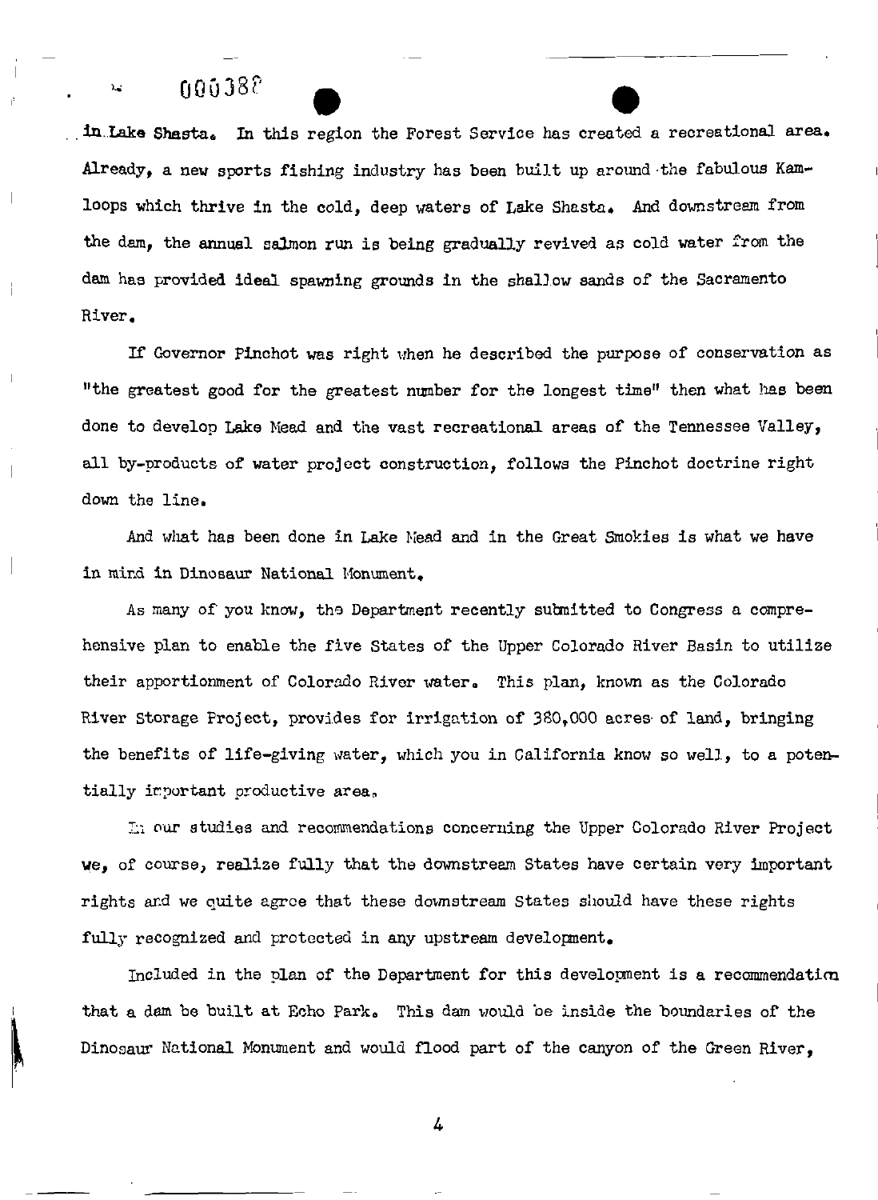in Lake Shasta. In this region the Forest Service has created a recreational area. Already, a new sports fishing industry has been built up around the fabulous Kamloops which thrive in the cold, deep waters of Lake Shasta. And downstream from the dam, the annual salmon run is being gradually revived as cold water from the dam has provided ideal spawning grounds in the shallow sands of the Sacramento River.

If Governor Pinchot was right when he described the purpose of conservation as "the greatest good for the greatest number for the longest time" then what has been done to develop Lake Mead and the vast recreational areas of the Tennessee Valley, all by-products of water project construction, follows the Pinchot doctrine right down the line.

And what has been done in Lake Mead and in the Great Smokies is what we have in mind in Dinosaur National Monument.

As many of you know, the Department recently submitted to Congress a comprehensive plan to enable the five States of the Upper Colorado River Basin to utilize their apportionment of Colorado River water. This plan, known as the Colorado River Storage Project, provides for irrigation of 380,000 acres of land, bringing the benefits of life-giving water, which you in California know so well, to a potentially important productive area.

In our studies and recommendations concerning the Upper Colorado River Project we, of course, realize fully that the downstream States have certain very important rights and we quite agree that these downstream States should have these rights fully recognized and protected in any upstream development.

Included in the plan of the Department for this development is a recommendation that a dam be built at Echo Park. This dam would be inside the boundaries of the Dinosaur National Monument and would flood part of the canyon of the Green River,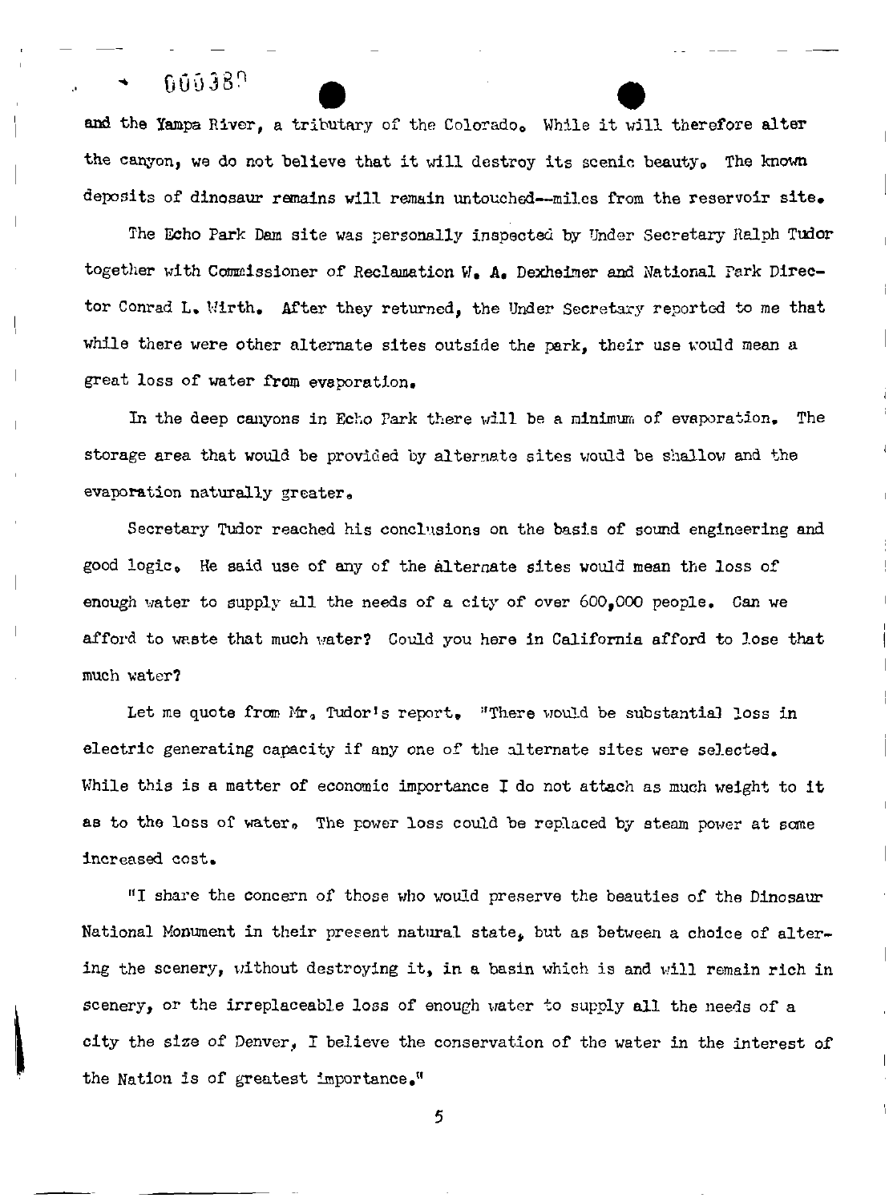and the Yampa River, a tributary of the Colorado. While it will therefore alter the canyon, we do not believe that it will destroy its scenic beauty. The known deposits of dinosaur remains will remain untouched--miles from the reservoir site.

The Echo Park Dam site was personally inspected by Under Secretary Ralph Tudor together with Commissioner of Reclamation W. A. Dexheimer and National Park Director Conrad L. Wirth. After they returned, the Under Secretary reported to me that while there were other alternate sites outside the park, their use would mean a great loss of water from evaporation.

In the deep canyons in Echo Park there will be a minimum of evaporation. The storage area that would be provided by alternate sites would be shallow and the evaporation naturally greater.

Secretary Tudor reached his conclusions on the basis of sound engineering and good logic. He said use of any of the alternate sites would mean the loss of enough water to supply all the needs of a city of over 600,000 people. Can we afford to waste that much water? Could you here in California afford to lose that much water?

Let me quote from Mr. Tudor's report. "There would be substantial loss in electric generating capacity if any one of the alternate sites were selected. While this is a matter of economic importance I do not attach as much weight to it as to the loss of water. The power loss could be replaced by steam power at some increased cost.

"I share the concern of those who would preserve the beauties of the Dinosaur National Monument in their present natural state, but as between a choice of altering the scenery, without destroying it, in a basin which is and will remain rich in scenery, or the irreplaceable loss of enough water to supply all the needs of a city the size of Denver, I believe the conservation of the water in the interest of the Nation is of greatest importance."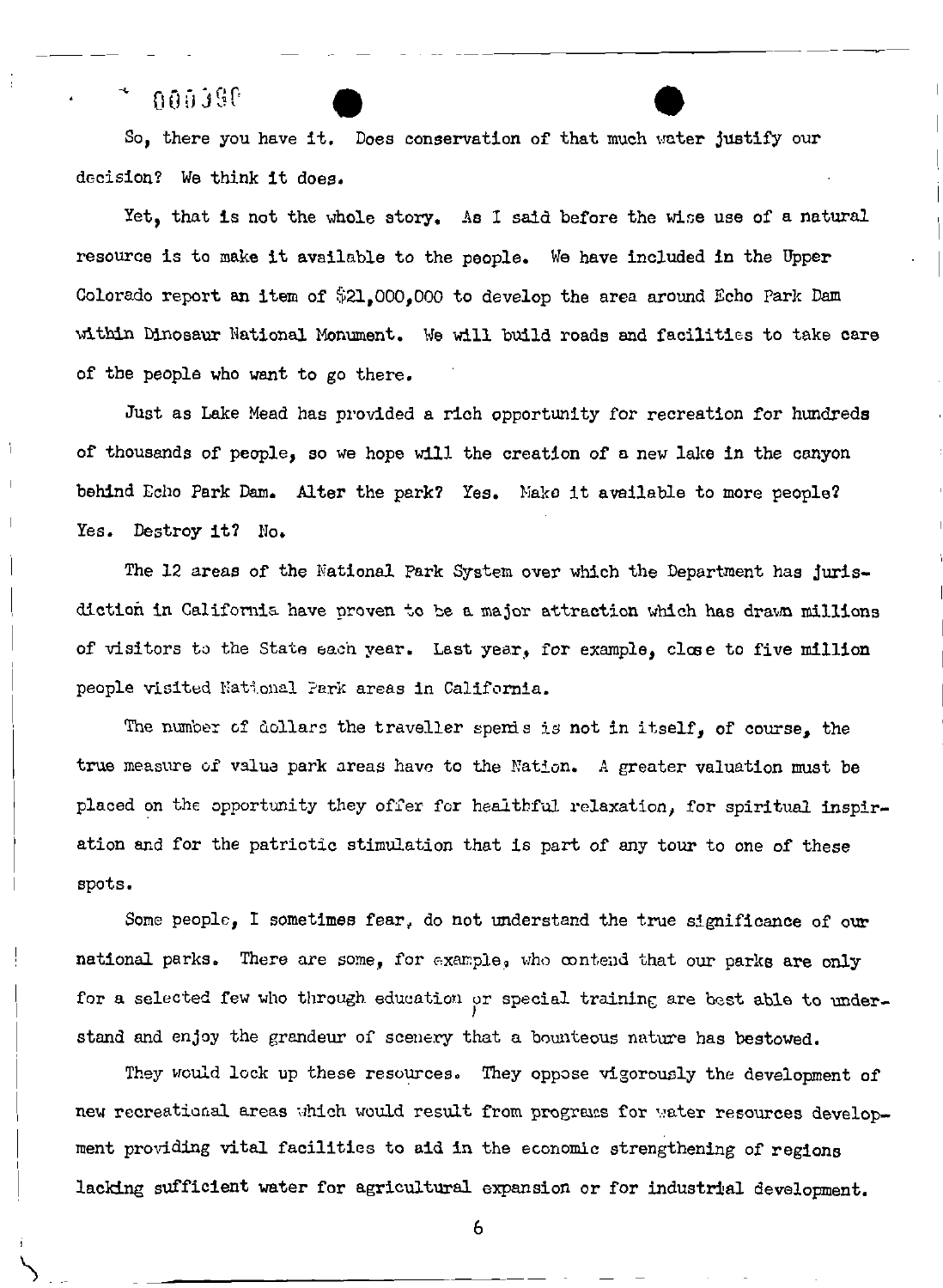So, there you have it. Does conservation of that much water justify our decision? We think it does.

Yet, that is not the whole story. As I said before the wise use of a natural resource is to make it available to the people. We have included in the Upper Colorado report an item of $21,000,000 to develop the area around Echo Park Dam within Dinosaur National Monument. We will build roads and facilities to take care of the people who want to go there.

Just as Lake Mead has provided a rich opportunity for recreation for hundreds of thousands of people, so we hope will the creation of a new lake in the canyon behind Echo Park Dam. Alter the park? Yes. Make it available to more people? Yes. Destroy it? No.

The 12 areas of the National Park System over which the Department has jurisdiction in California have proven to be a major attraction which has drawn millions of visitors to the State each year. Last year, for example, close to five million people visited National Park areas in California.

The number of dollars the traveller spends is not in itself, of course, the true measure of value park areas have to the Nation. A greater valuation must be placed on the opportunity they offer for healthful relaxation, for spiritual inspiration and for the patriotic stimulation that is part of any tour to one of these spots.

Some people, I sometimes fear, do not understand the true significance of our national parks. There are some, for example, who contend that our parks are only for a selected few who through education or special training are best able to understand and enjoy the grandeur of scenery that a bounteous nature has bestowed.

They would lock up these resources. They oppose vigorously the development of new recreational areas which would result from programs for water resources development providing vital facilities to aid in the economic strengthening of regions lacking sufficient water for agricultural expansion or for industrial development.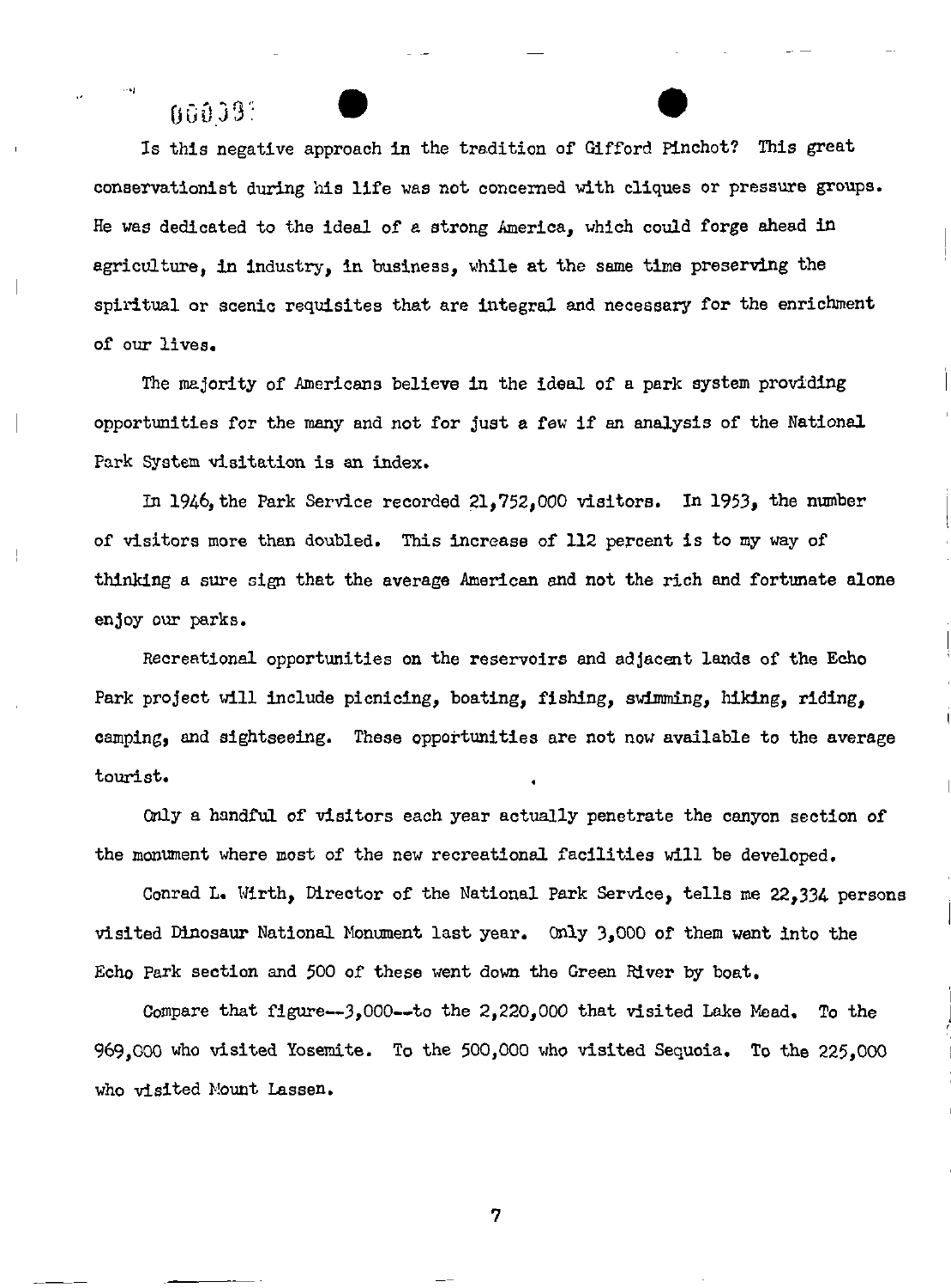Is this negative approach in the tradition of Gifford Pinchot? This great conservationist during his life was not concerned with cliques or pressure groups. He was dedicated to the ideal of a strong America, which could forge ahead in agriculture, in industry, in business, while at the same time preserving the spiritual or scenic requisites that are integral and necessary for the enrichment of our lives.

The majority of Americans believe in the ideal of a park system providing opportunities for the many and not for just a few if an analysis of the National Park System visitation is an index.

In 1946, the Park Service recorded 21,752,000 visitors. In 1953, the number of visitors more than doubled. This increase of 112 percent is to my way of thinking a sure sign that the average American and not the rich and fortunate alone enjoy our parks.

Recreational opportunities on the reservoirs and adjacent lands of the Echo Park project will include picnicing, boating, fishing, swimming, hiking, riding, camping, and sightseeing. These opportunities are not now available to the average tourist.

Only a handful of visitors each year actually penetrate the canyon section of the monument where most of the new recreational facilities will be developed.

Conrad L. Wirth, Director of the National Park Service, tells me 22,334 persons visited Dinosaur National Monument last year. Only 3,000 of them went into the Echo Park section and 500 of these went down the Green River by boat.

Compare that figure--3,000--to the 2,220,000 that visited Lake Mead. To the 969,000 who visited Yosemite. To the 500,000 who visited Sequoia. To the 225,000 who visited Mount Lassen.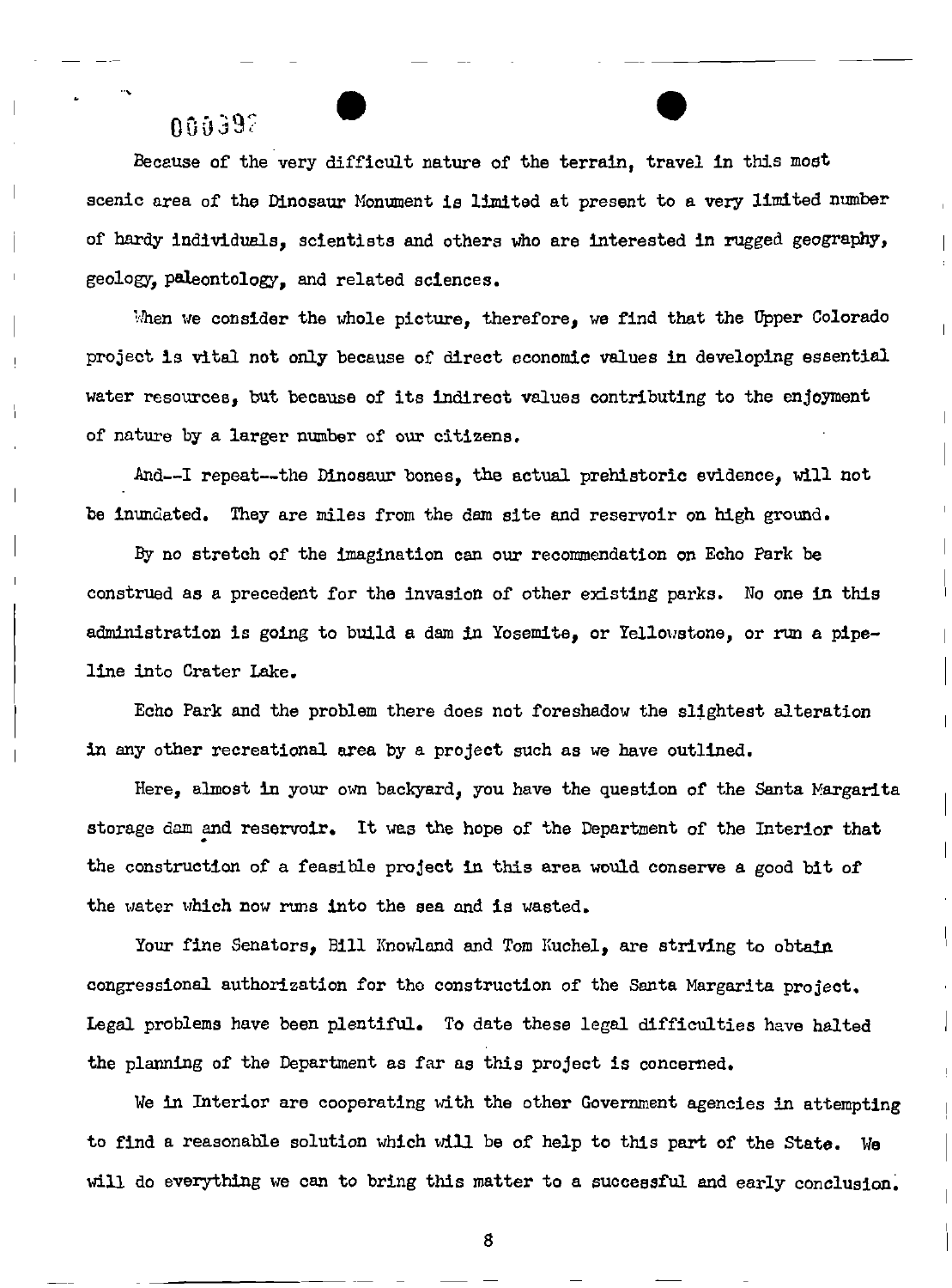Because of the very difficult nature of the terrain, travel in this most scenic area of the Dinosaur Monument is limited at present to a very limited number of hardy individuals, scientists and others who are interested in rugged geography, geology, paleontology, and related sciences.

When we consider the whole picture, therefore, we find that the Upper Colorado project is vital not only because of direct economic values in developing essential water resources, but because of its indirect values contributing to the enjoyment of nature by a larger number of our citizens.

And--I repeat--the Dinosaur bones, the actual prehistoric evidence, will not be inundated. They are miles from the dam site and reservoir on high ground.

By no stretch of the imagination can our recommendation on Echo Park be construed as a precedent for the invasion of other existing parks. No one in this administration is going to build a dam in Yosemite, or Yellowstone, or run a pipe-line into Crater Lake.

Echo Park and the problem there does not foreshadow the slightest alteration in any other recreational area by a project such as we have outlined.

Here, almost in your own backyard, you have the question of the Santa Margarita storage dam and reservoir. It was the hope of the Department of the Interior that the construction of a feasible project in this area would conserve a good bit of the water which now runs into the sea and is wasted.

Your fine Senators, Bill Knowland and Tom Kuchel, are striving to obtain congressional authorization for the construction of the Santa Margarita project. Legal problems have been plentiful. To date these legal difficulties have halted the planning of the Department as far as this project is concerned.

We in Interior are cooperating with the other Government agencies in attempting to find a reasonable solution which will be of help to this part of the State. We will do everything we can to bring this matter to a successful and early conclusion.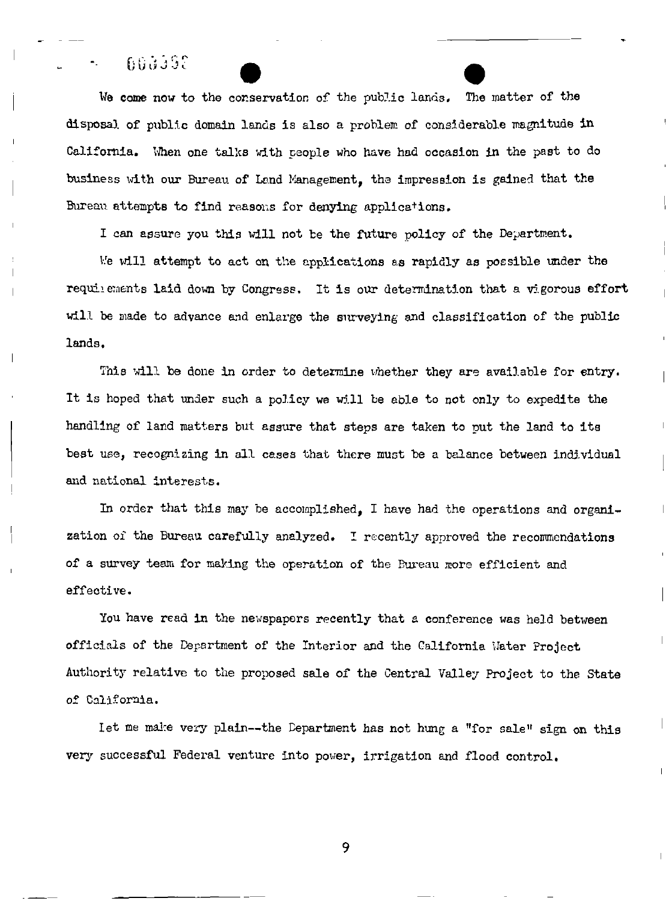We come now to the conservation of the public lands. The matter of the disposal of public domain lands is also a problem of considerable magnitude in California. When one talks with people who have had occasion in the past to do business with our Bureau of Land Management, the impression is gained that the Bureau attempts to find reasons for denying applications.

I can assure you this will not be the future policy of the Department.

We will attempt to act on the applications as rapidly as possible under the requirements laid down by Congress. It is our determination that a vigorous effort will be made to advance and enlarge the surveying and classification of the public lands.

This will be done in order to determine whether they are available for entry. It is hoped that under such a policy we will be able to not only to expedite the handling of land matters but assure that steps are taken to put the land to its best use, recognizing in all cases that there must be a balance between individual and national interests.

In order that this may be accomplished, I have had the operations and organization of the Bureau carefully analyzed. I recently approved the recommendations of a survey team for making the operation of the Bureau more efficient and effective.

You have read in the newspapers recently that a conference was held between officials of the Department of the Interior and the California Water Project Authority relative to the proposed sale of the Central Valley Project to the State of California.

Let me make very plain--the Department has not hung a "for sale" sign on this very successful Federal venture into power, irrigation and flood control.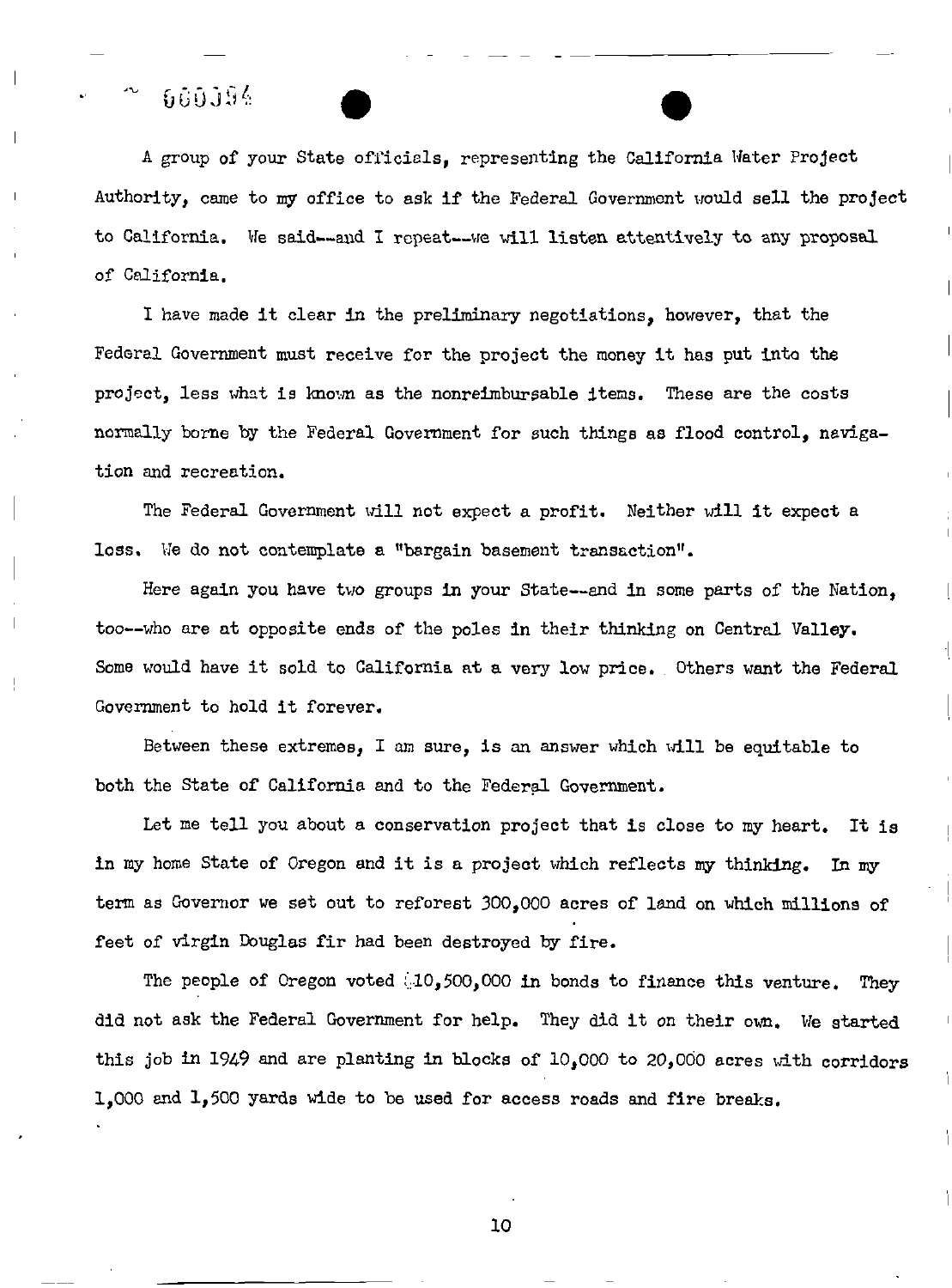A group of your State officials, representing the California Water Project Authority, came to my office to ask if the Federal Government would sell the project to California. We said--and I repeat--we will listen attentively to any proposal of California.

I have made it clear in the preliminary negotiations, however, that the Federal Government must receive for the project the money it has put into the project, less what is known as the nonreimbursable items. These are the costs normally borne by the Federal Government for such things as flood control, navigation and recreation.

The Federal Government will not expect a profit. Neither will it expect a loss. We do not contemplate a "bargain basement transaction".

Here again you have two groups in your State--and in some parts of the Nation, too--who are at opposite ends of the poles in their thinking on Central Valley. Some would have it sold to California at a very low price. Others want the Federal Government to hold it forever.

Between these extremes, I am sure, is an answer which will be equitable to both the State of California and to the Federal Government.

Let me tell you about a conservation project that is close to my heart. It is in my home State of Oregon and it is a project which reflects my thinking. In my term as Governor we set out to reforest 300,000 acres of land on which millions of feet of virgin Douglas fir had been destroyed by fire.

The people of Oregon voted $10,500,000 in bonds to finance this venture. They did not ask the Federal Government for help. They did it on their own. We started this job in 1949 and are planting in blocks of 10,000 to 20,000 acres with corridors 1,000 and 1,500 yards wide to be used for access roads and fire breaks.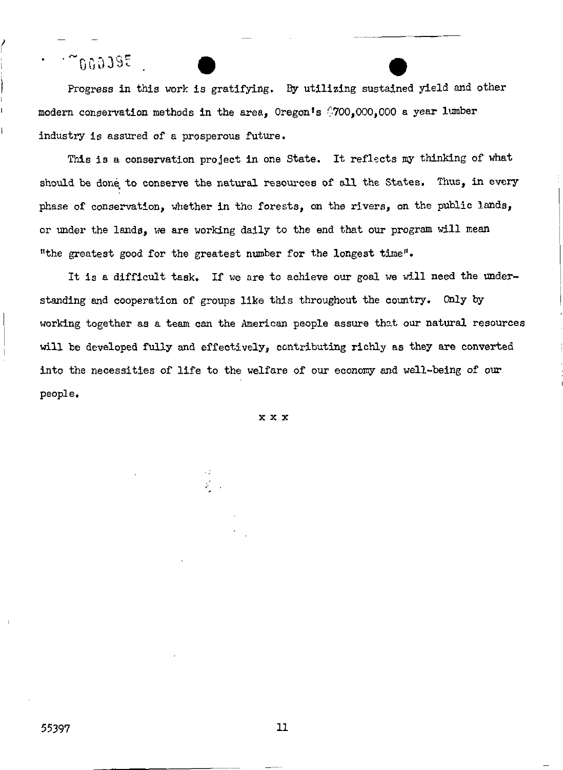Progress in this work is gratifying. By utilizing sustained yield and other modern conservation methods in the area, Oregon's $700,000,000 a year lumber industry is assured of a prosperous future.

This is a conservation project in one State. It reflects my thinking of what should be done to conserve the natural resources of all the States. Thus, in every phase of conservation, whether in the forests, on the rivers, on the public lands, or under the lands, we are working daily to the end that our program will mean "the greatest good for the greatest number for the longest time".

It is a difficult task. If we are to achieve our goal we will need the understanding and cooperation of groups like this throughout the country. Only by working together as a team can the American people assure that our natural resources will be developed fully and effectively, contributing richly as they are converted into the necessities of life to the welfare of our economy and well-being of our people.

x x x